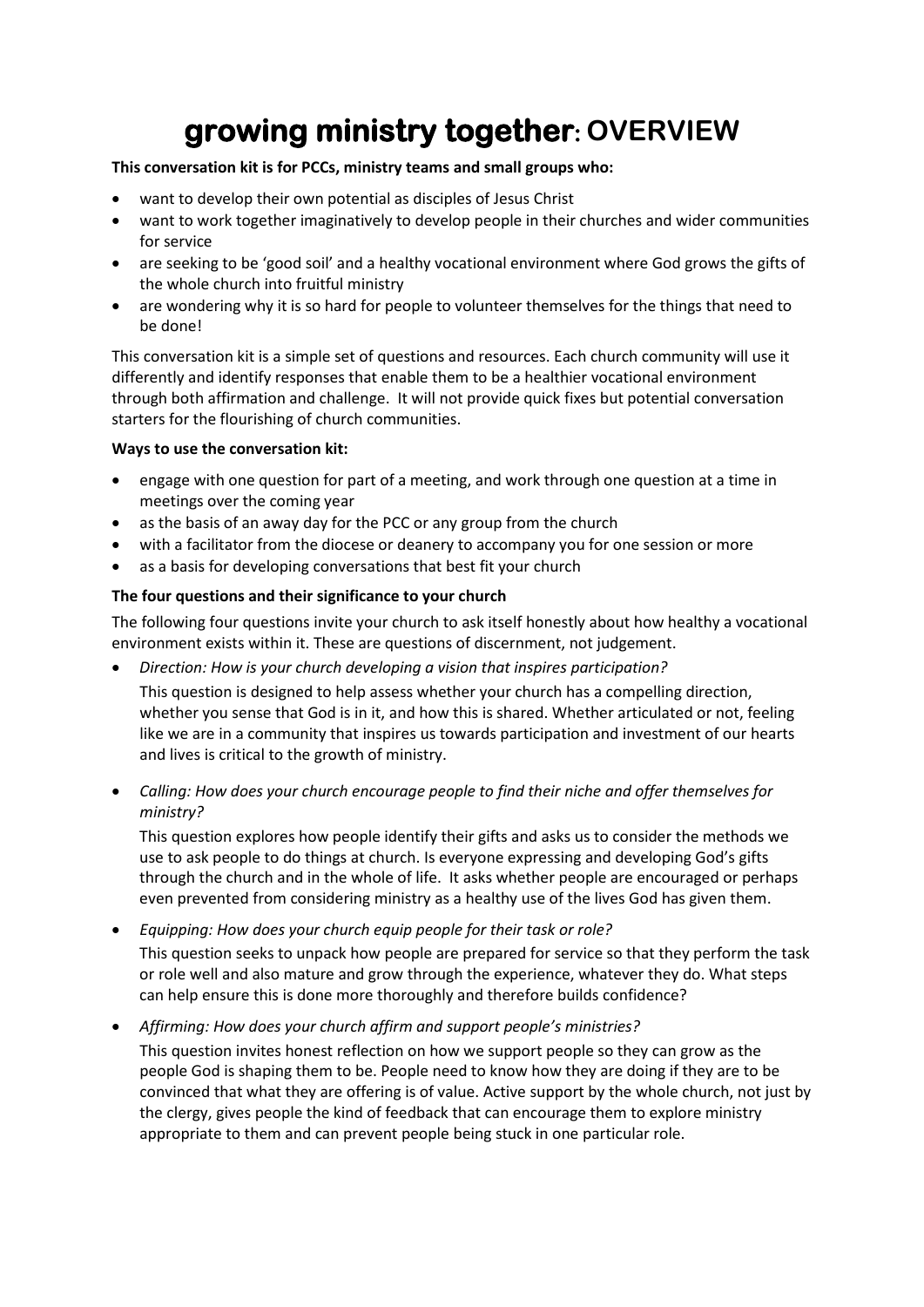# **growing ministry together: OVERVIEW**

**This conversation kit is for PCCs, ministry teams and small groups who:**

- want to develop their own potential as disciples of Jesus Christ
- want to work together imaginatively to develop people in their churches and wider communities for service
- are seeking to be 'good soil' and a healthy vocational environment where God grows the gifts of the whole church into fruitful ministry
- are wondering why it is so hard for people to volunteer themselves for the things that need to be done!

This conversation kit is a simple set of questions and resources. Each church community will use it differently and identify responses that enable them to be a healthier vocational environment through both affirmation and challenge. It will not provide quick fixes but potential conversation starters for the flourishing of church communities.

**Ways to use the conversation kit:**

- engage with one question for part of a meeting, and work through one question at a time in meetings over the coming year
- as the basis of an away day for the PCC or any group from the church
- with a facilitator from the diocese or deanery to accompany you for one session or more
- as a basis for developing conversations that best fit your church

**The four questions and their significance to your church**

The following four questions invite your church to ask itself honestly about how healthy a vocational environment exists within it. These are questions of discernment, not judgement.

- *Direction: How is your church developing a vision that inspires participation?*

  This question is designed to help assess whether your church has a compelling direction, whether you sense that God is in it, and how this is shared. Whether articulated or not, feeling like we are in a community that inspires us towards participation and investment of our hearts and lives is critical to the growth of ministry.

- *Calling: How does your church encourage people to find their niche and offer themselves for ministry?*

  This question explores how people identify their gifts and asks us to consider the methods we use to ask people to do things at church. Is everyone expressing and developing God's gifts through the church and in the whole of life. It asks whether people are encouraged or perhaps even prevented from considering ministry as a healthy use of the lives God has given them.

- *Equipping: How does your church equip people for their task or role?*

  This question seeks to unpack how people are prepared for service so that they perform the task or role well and also mature and grow through the experience, whatever they do. What steps can help ensure this is done more thoroughly and therefore builds confidence?

- *Affirming: How does your church affirm and support people's ministries?*

  This question invites honest reflection on how we support people so they can grow as the people God is shaping them to be. People need to know how they are doing if they are to be convinced that what they are offering is of value. Active support by the whole church, not just by the clergy, gives people the kind of feedback that can encourage them to explore ministry appropriate to them and can prevent people being stuck in one particular role.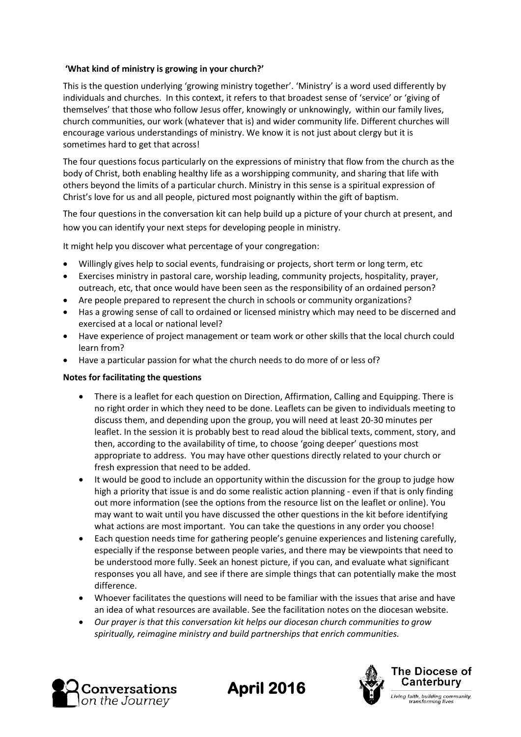**'What kind of ministry is growing in your church?'**

This is the question underlying 'growing ministry together'. 'Ministry' is a word used differently by individuals and churches. In this context, it refers to that broadest sense of 'service' or 'giving of themselves' that those who follow Jesus offer, knowingly or unknowingly, within our family lives, church communities, our work (whatever that is) and wider community life. Different churches will encourage various understandings of ministry. We know it is not just about clergy but it is sometimes hard to get that across!

The four questions focus particularly on the expressions of ministry that flow from the church as the body of Christ, both enabling healthy life as a worshipping community, and sharing that life with others beyond the limits of a particular church. Ministry in this sense is a spiritual expression of Christ's love for us and all people, pictured most poignantly within the gift of baptism.

The four questions in the conversation kit can help build up a picture of your church at present, and how you can identify your next steps for developing people in ministry.

It might help you discover what percentage of your congregation:

- Willingly gives help to social events, fundraising or projects, short term or long term, etc
- Exercises ministry in pastoral care, worship leading, community projects, hospitality, prayer, outreach, etc, that once would have been seen as the responsibility of an ordained person?
- Are people prepared to represent the church in schools or community organizations?
- Has a growing sense of call to ordained or licensed ministry which may need to be discerned and exercised at a local or national level?
- Have experience of project management or team work or other skills that the local church could learn from?
- Have a particular passion for what the church needs to do more of or less of?

**Notes for facilitating the questions**

- There is a leaflet for each question on Direction, Affirmation, Calling and Equipping. There is no right order in which they need to be done. Leaflets can be given to individuals meeting to discuss them, and depending upon the group, you will need at least 20-30 minutes per leaflet. In the session it is probably best to read aloud the biblical texts, comment, story, and then, according to the availability of time, to choose 'going deeper' questions most appropriate to address. You may have other questions directly related to your church or fresh expression that need to be added.
- It would be good to include an opportunity within the discussion for the group to judge how high a priority that issue is and do some realistic action planning - even if that is only finding out more information (see the options from the resource list on the leaflet or online). You may want to wait until you have discussed the other questions in the kit before identifying what actions are most important. You can take the questions in any order you choose!
- Each question needs time for gathering people's genuine experiences and listening carefully, especially if the response between people varies, and there may be viewpoints that need to be understood more fully. Seek an honest picture, if you can, and evaluate what significant responses you all have, and see if there are simple things that can potentially make the most difference.
- Whoever facilitates the questions will need to be familiar with the issues that arise and have an idea of what resources are available. See the facilitation notes on the diocesan website.
- *Our prayer is that this conversation kit helps our diocesan church communities to grow spiritually, reimagine ministry and build partnerships that enrich communities.*

Conversations on the Journey

**April 2016**

The Diocese of Canterbury

*Living faith, building community, transforming lives*